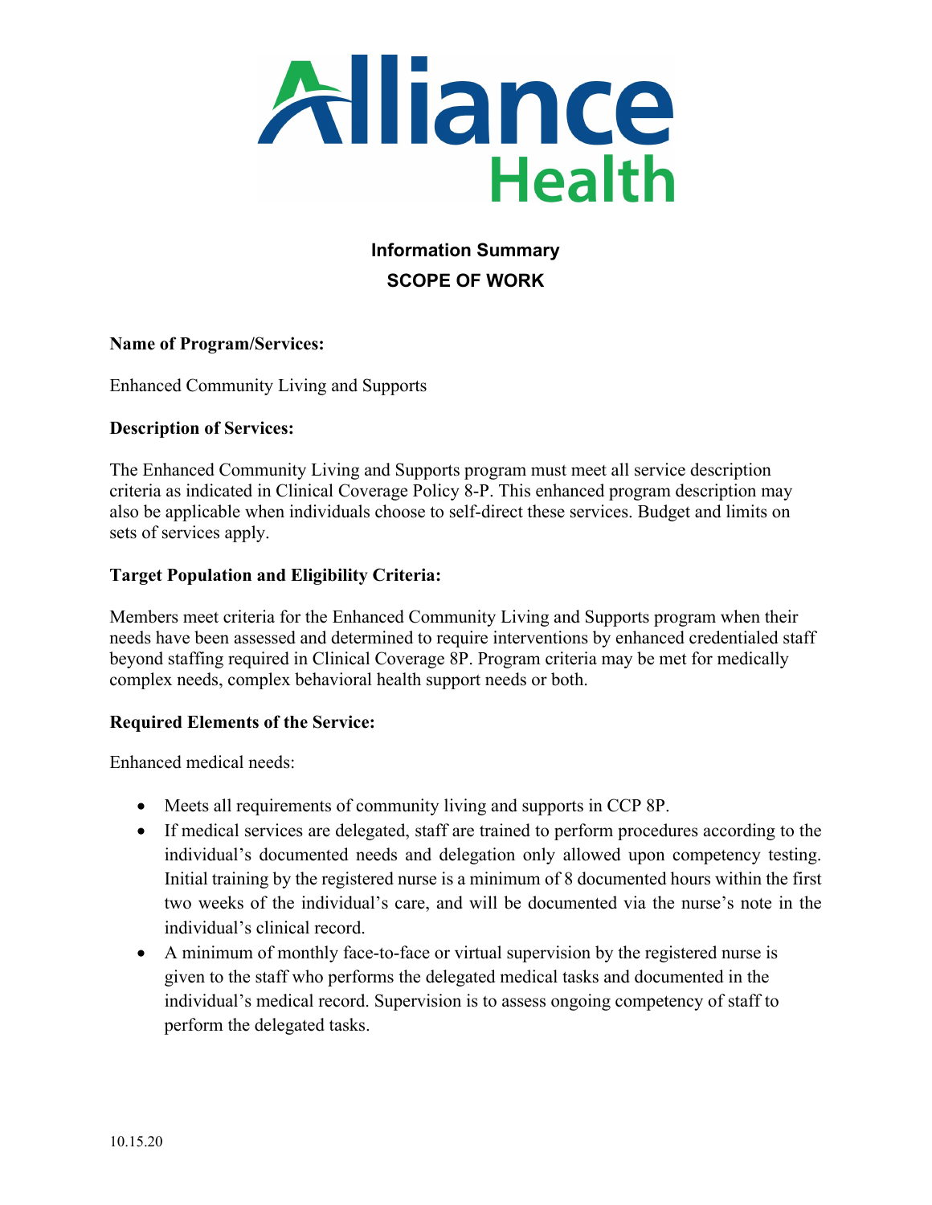**Information Summary**

**SCOPE OF WORK**

**Name of Program/Services:**

Enhanced Community Living and Supports

**Description of Services:**

The Enhanced Community Living and Supports program must meet all service description criteria as indicated in Clinical Coverage Policy 8-P. This enhanced program description may also be applicable when individuals choose to self-direct these services. Budget and limits on sets of services apply.

**Target Population and Eligibility Criteria:**

Members meet criteria for the Enhanced Community Living and Supports program when their needs have been assessed and determined to require interventions by enhanced credentialed staff beyond staffing required in Clinical Coverage 8P. Program criteria may be met for medically complex needs, complex behavioral health support needs or both.

**Required Elements of the Service:**

Enhanced medical needs:

- Meets all requirements of community living and supports in CCP 8P.
- If medical services are delegated, staff are trained to perform procedures according to the individual's documented needs and delegation only allowed upon competency testing. Initial training by the registered nurse is a minimum of 8 documented hours within the first two weeks of the individual's care, and will be documented via the nurse's note in the individual's clinical record.
- A minimum of monthly face-to-face or virtual supervision by the registered nurse is given to the staff who performs the delegated medical tasks and documented in the individual's medical record. Supervision is to assess ongoing competency of staff to perform the delegated tasks.

10.15.20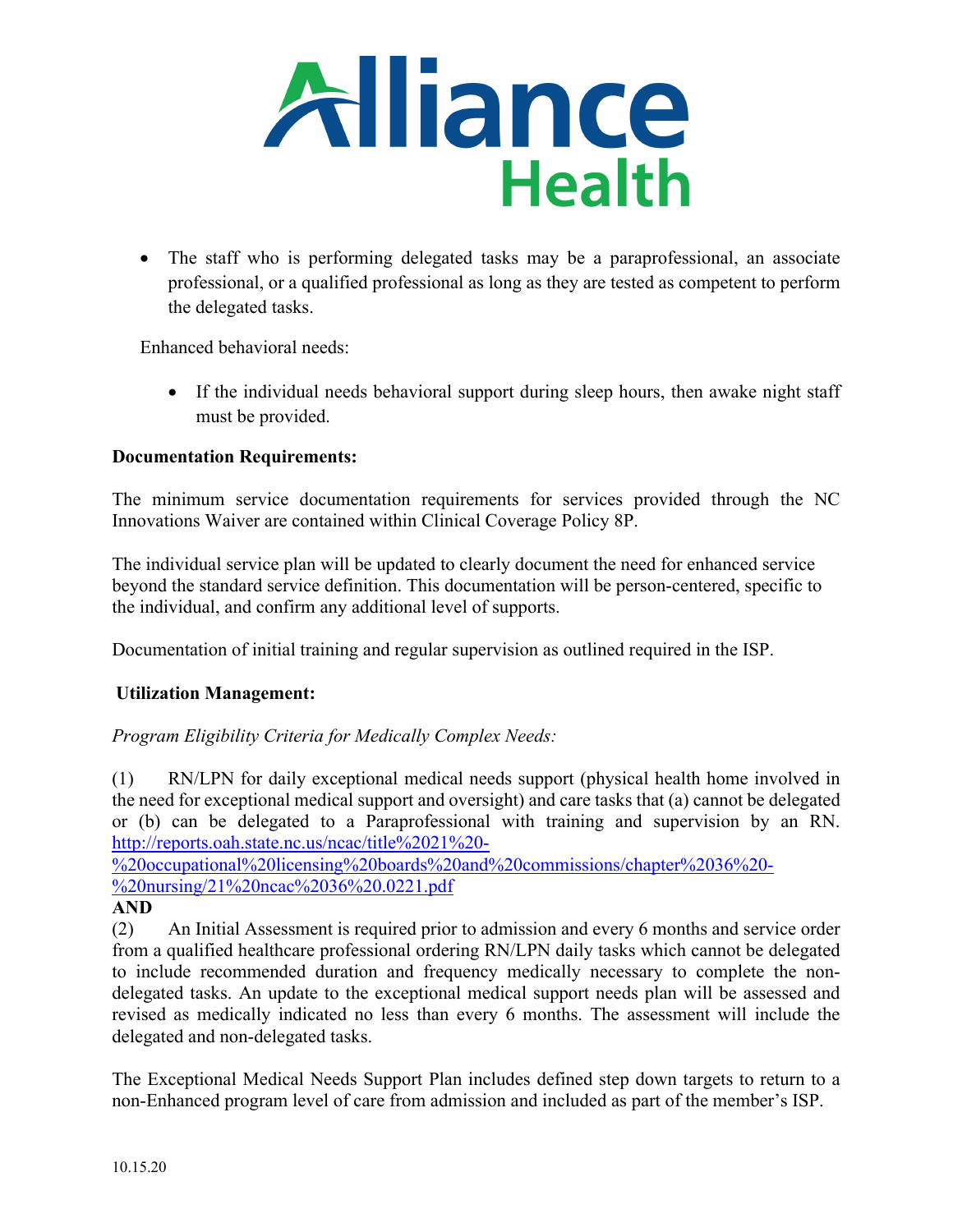- The staff who is performing delegated tasks may be a paraprofessional, an associate professional, or a qualified professional as long as they are tested as competent to perform the delegated tasks.

Enhanced behavioral needs:

- If the individual needs behavioral support during sleep hours, then awake night staff must be provided.

**Documentation Requirements:**

The minimum service documentation requirements for services provided through the NC Innovations Waiver are contained within Clinical Coverage Policy 8P.

The individual service plan will be updated to clearly document the need for enhanced service beyond the standard service definition. This documentation will be person-centered, specific to the individual, and confirm any additional level of supports.

Documentation of initial training and regular supervision as outlined required in the ISP.

**Utilization Management:**

*Program Eligibility Criteria for Medically Complex Needs:*

(1) RN/LPN for daily exceptional medical needs support (physical health home involved in the need for exceptional medical support and oversight) and care tasks that (a) cannot be delegated or (b) can be delegated to a Paraprofessional with training and supervision by an RN. http://reports.oah.state.nc.us/ncac/title%2021%20-%20occupational%20licensing%20boards%20and%20commissions/chapter%2036%20-%20nursing/21%20ncac%2036%20.0221.pdf

**AND**

(2) An Initial Assessment is required prior to admission and every 6 months and service order from a qualified healthcare professional ordering RN/LPN daily tasks which cannot be delegated to include recommended duration and frequency medically necessary to complete the non-delegated tasks. An update to the exceptional medical support needs plan will be assessed and revised as medically indicated no less than every 6 months. The assessment will include the delegated and non-delegated tasks.

The Exceptional Medical Needs Support Plan includes defined step down targets to return to a non-Enhanced program level of care from admission and included as part of the member's ISP.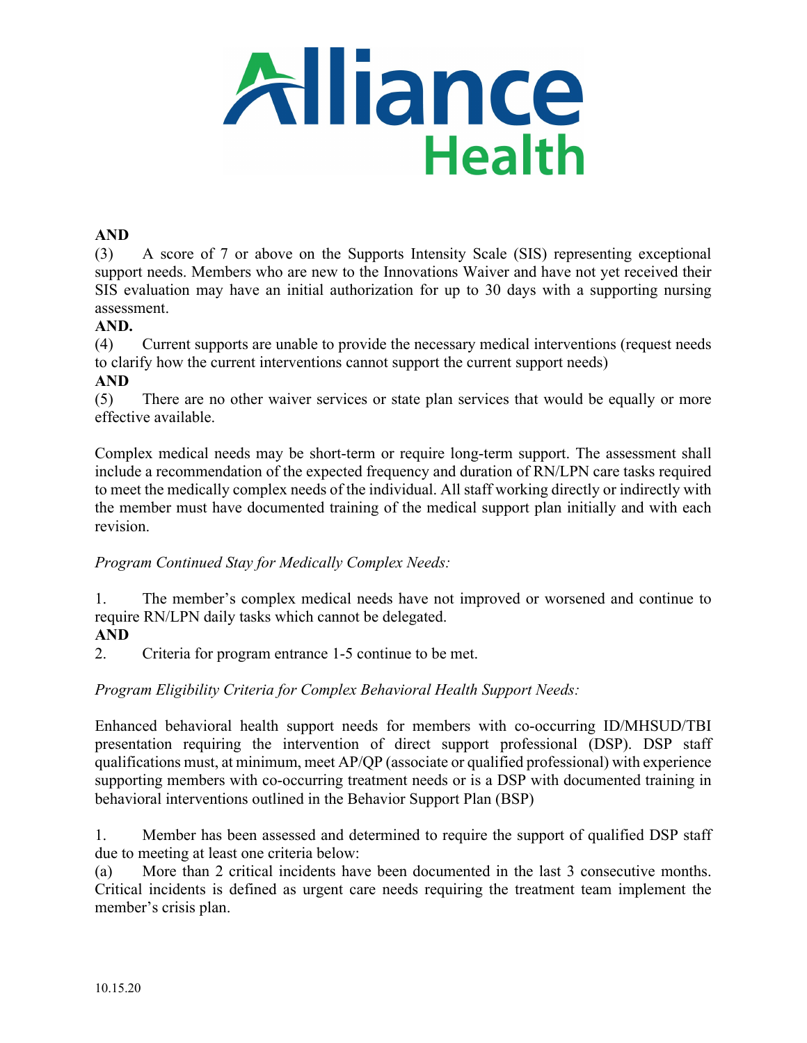**AND**

(3) A score of 7 or above on the Supports Intensity Scale (SIS) representing exceptional support needs. Members who are new to the Innovations Waiver and have not yet received their SIS evaluation may have an initial authorization for up to 30 days with a supporting nursing assessment.

**AND.**

(4) Current supports are unable to provide the necessary medical interventions (request needs to clarify how the current interventions cannot support the current support needs)

**AND**

(5) There are no other waiver services or state plan services that would be equally or more effective available.

Complex medical needs may be short-term or require long-term support. The assessment shall include a recommendation of the expected frequency and duration of RN/LPN care tasks required to meet the medically complex needs of the individual. All staff working directly or indirectly with the member must have documented training of the medical support plan initially and with each revision.

*Program Continued Stay for Medically Complex Needs:*

1. The member's complex medical needs have not improved or worsened and continue to require RN/LPN daily tasks which cannot be delegated.

**AND**

2. Criteria for program entrance 1-5 continue to be met.

*Program Eligibility Criteria for Complex Behavioral Health Support Needs:*

Enhanced behavioral health support needs for members with co-occurring ID/MHSUD/TBI presentation requiring the intervention of direct support professional (DSP). DSP staff qualifications must, at minimum, meet AP/QP (associate or qualified professional) with experience supporting members with co-occurring treatment needs or is a DSP with documented training in behavioral interventions outlined in the Behavior Support Plan (BSP)

1. Member has been assessed and determined to require the support of qualified DSP staff due to meeting at least one criteria below:

(a) More than 2 critical incidents have been documented in the last 3 consecutive months. Critical incidents is defined as urgent care needs requiring the treatment team implement the member's crisis plan.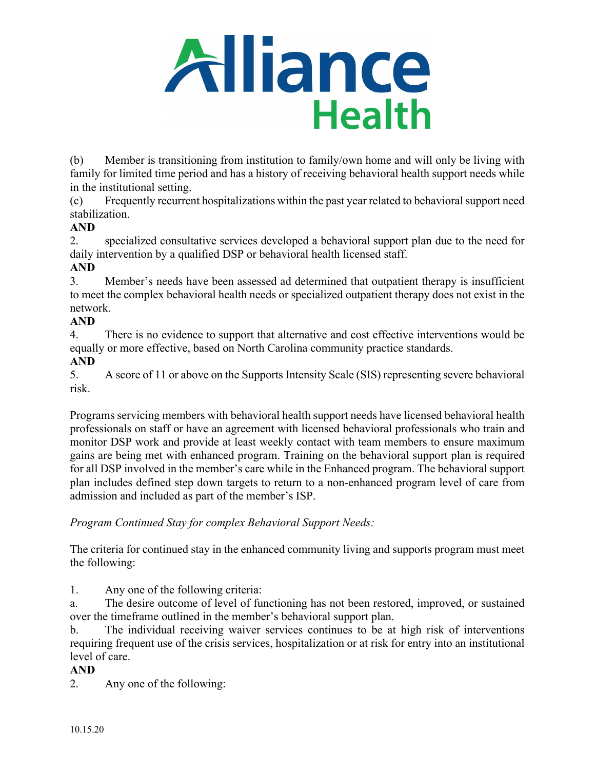(b) Member is transitioning from institution to family/own home and will only be living with family for limited time period and has a history of receiving behavioral health support needs while in the institutional setting.

(c) Frequently recurrent hospitalizations within the past year related to behavioral support need stabilization.

**AND**

2. specialized consultative services developed a behavioral support plan due to the need for daily intervention by a qualified DSP or behavioral health licensed staff.

**AND**

3. Member's needs have been assessed ad determined that outpatient therapy is insufficient to meet the complex behavioral health needs or specialized outpatient therapy does not exist in the network.

**AND**

4. There is no evidence to support that alternative and cost effective interventions would be equally or more effective, based on North Carolina community practice standards.

**AND**

5. A score of 11 or above on the Supports Intensity Scale (SIS) representing severe behavioral risk.

Programs servicing members with behavioral health support needs have licensed behavioral health professionals on staff or have an agreement with licensed behavioral professionals who train and monitor DSP work and provide at least weekly contact with team members to ensure maximum gains are being met with enhanced program. Training on the behavioral support plan is required for all DSP involved in the member's care while in the Enhanced program. The behavioral support plan includes defined step down targets to return to a non-enhanced program level of care from admission and included as part of the member's ISP.

*Program Continued Stay for complex Behavioral Support Needs:*

The criteria for continued stay in the enhanced community living and supports program must meet the following:

1. Any one of the following criteria:

a. The desire outcome of level of functioning has not been restored, improved, or sustained over the timeframe outlined in the member's behavioral support plan.

b. The individual receiving waiver services continues to be at high risk of interventions requiring frequent use of the crisis services, hospitalization or at risk for entry into an institutional level of care.

**AND**

2. Any one of the following:

10.15.20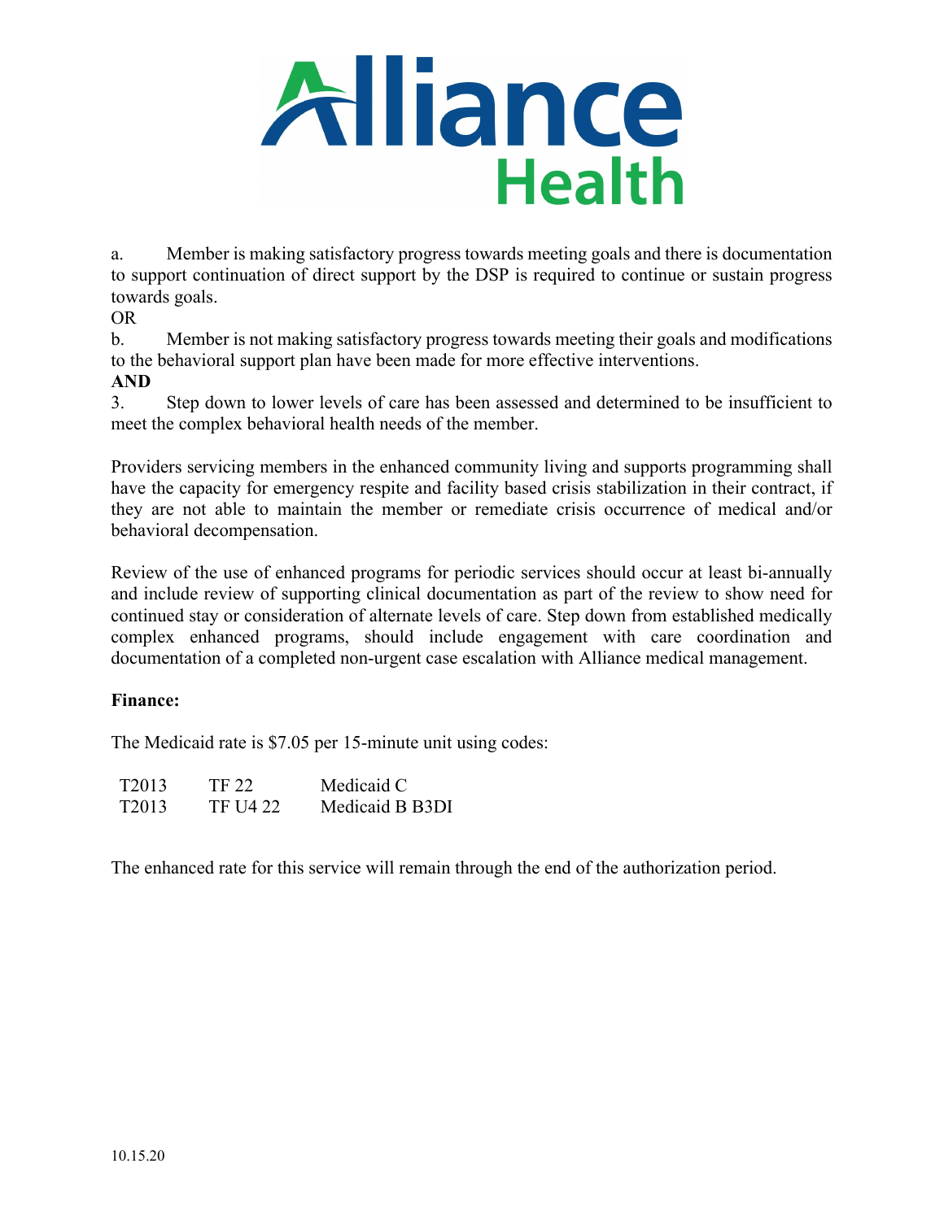a. Member is making satisfactory progress towards meeting goals and there is documentation to support continuation of direct support by the DSP is required to continue or sustain progress towards goals.

OR

b. Member is not making satisfactory progress towards meeting their goals and modifications to the behavioral support plan have been made for more effective interventions.

**AND**

3. Step down to lower levels of care has been assessed and determined to be insufficient to meet the complex behavioral health needs of the member.

Providers servicing members in the enhanced community living and supports programming shall have the capacity for emergency respite and facility based crisis stabilization in their contract, if they are not able to maintain the member or remediate crisis occurrence of medical and/or behavioral decompensation.

Review of the use of enhanced programs for periodic services should occur at least bi-annually and include review of supporting clinical documentation as part of the review to show need for continued stay or consideration of alternate levels of care. Step down from established medically complex enhanced programs, should include engagement with care coordination and documentation of a completed non-urgent case escalation with Alliance medical management.

**Finance:**

The Medicaid rate is $7.05 per 15-minute unit using codes:

| | | |
|---|---|---|
| T2013 | TF 22 | Medicaid C |
| T2013 | TF U4 22 | Medicaid B B3DI |

The enhanced rate for this service will remain through the end of the authorization period.

10.15.20